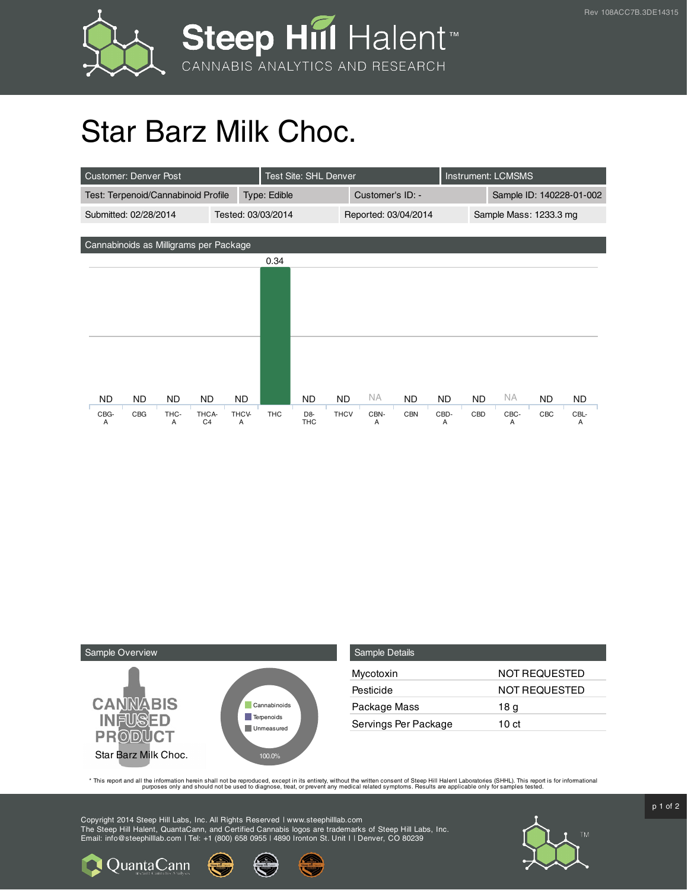# Star Barz Milk Choc.

| Customer: Denver Post | Test Site: SHL Denver | Instrument: LCMSMS | |
|---|---|---|---|
| Test: Terpenoid/Cannabinoid Profile | Type: Edible | Customer's ID: - | Sample ID: 140228-01-002 |
| Submitted: 02/28/2014 | Tested: 03/03/2014 | Reported: 03/04/2014 | Sample Mass: 1233.3 mg |

## Cannabinoids as Milligrams per Package

| CBG-A | CBG | THC-A | THCA-C4 | THCV-A | THC | D8-THC | THCV | CBN-A | CBN | CBD-A | CBD | CBC-A | CBC | CBL-A |
|---|---|---|---|---|---|---|---|---|---|---|---|---|---|---|
| ND | ND | ND | ND | ND | 0.34 | ND | ND | NA | ND | ND | ND | NA | ND | ND |

## Sample Overview

CANNABIS INFUSED PRODUCT

Star Barz Milk Choc.

- Cannabinoids
- Terpenoids
- Unmeasured

100.0%

## Sample Details

| | |
|---|---|
| Mycotoxin | NOT REQUESTED |
| Pesticide | NOT REQUESTED |
| Package Mass | 18 g |
| Servings Per Package | 10 ct |

* This report and all the information herein shall not be reproduced, except in its entirety, without the written consent of Steep Hill Halent Laboratories (SHHL). This report is for informational purposes only and should not be used to diagnose, treat, or prevent any medical related symptoms. Results are applicable only for samples tested.

Copyright 2014 Steep Hill Labs, Inc. All Rights Reserved | www.steephilllab.com
The Steep Hill Halent, QuantaCann, and Certified Cannabis logos are trademarks of Steep Hill Labs, Inc.
Email: info@steephilllab.com | Tel: +1 (800) 658 0955 | 4890 Ironton St. Unit I | Denver, CO 80239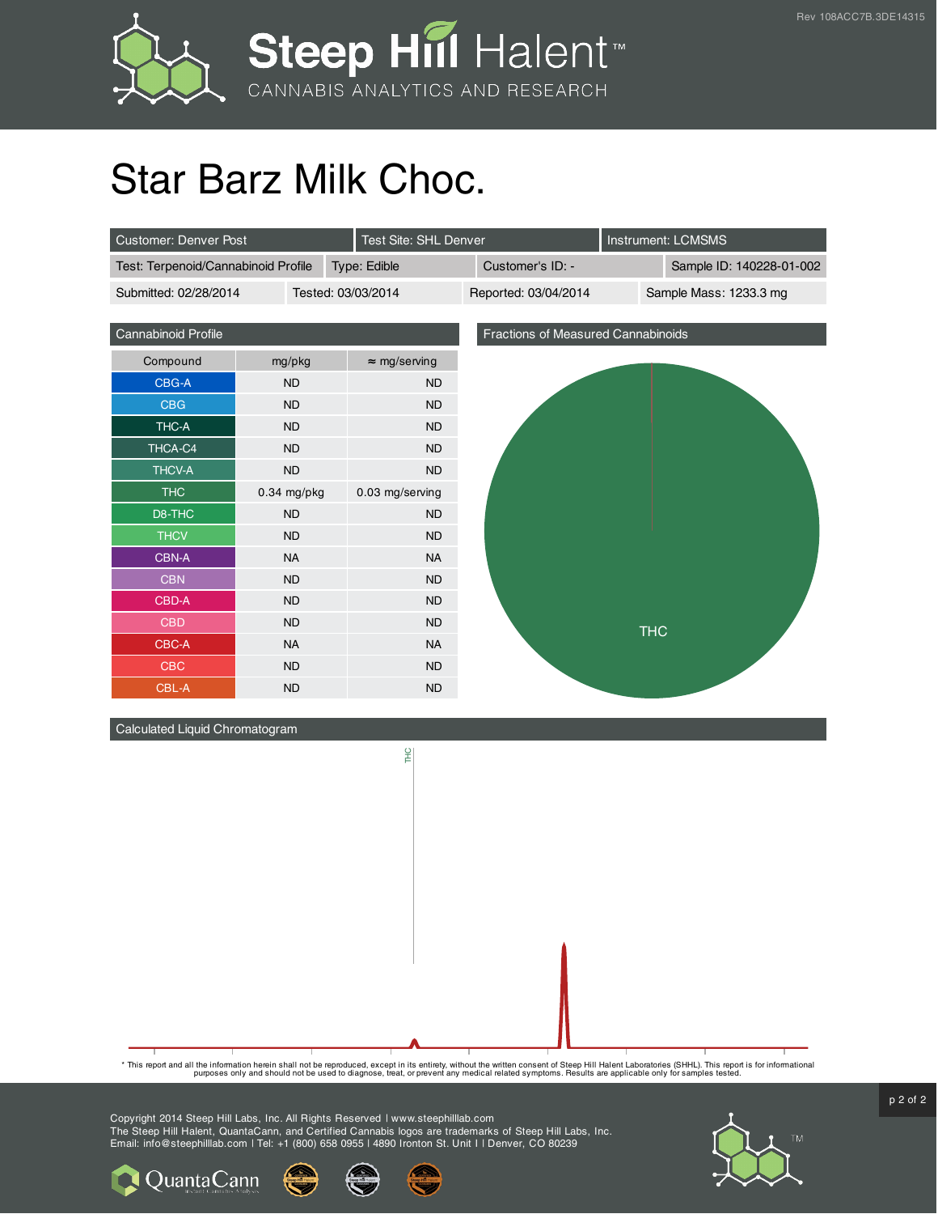# Star Barz Milk Choc.

| | | |
|---|---|---|
| Customer: Denver Post | Test Site: SHL Denver | Instrument: LCMSMS |

| | | | |
|---|---|---|---|
| Test: Terpenoid/Cannabinoid Profile | Type: Edible | Customer's ID: - | Sample ID: 140228-01-002 |
| Submitted: 02/28/2014 | Tested: 03/03/2014 | Reported: 03/04/2014 | Sample Mass: 1233.3 mg |

## Cannabinoid Profile

| Compound | mg/pkg | ≈ mg/serving |
|---|---|---|
| CBG-A | ND | ND |
| CBG | ND | ND |
| THC-A | ND | ND |
| THCA-C4 | ND | ND |
| THCV-A | ND | ND |
| THC | 0.34 mg/pkg | 0.03 mg/serving |
| D8-THC | ND | ND |
| THCV | ND | ND |
| CBN-A | NA | NA |
| CBN | ND | ND |
| CBD-A | ND | ND |
| CBD | ND | ND |
| CBC-A | NA | NA |
| CBC | ND | ND |
| CBL-A | ND | ND |

## Fractions of Measured Cannabinoids

THC

## Calculated Liquid Chromatogram

THC

\* This report and all the information herein shall not be reproduced, except in its entirety, without the written consent of Steep Hill Halent Laboratories (SHHL). This report is for informational purposes only and should not be used to diagnose, treat, or prevent any medical related symptoms. Results are applicable only for samples tested.

Copyright 2014 Steep Hill Labs, Inc. All Rights Reserved | www.steephilllab.com
The Steep Hill Halent, QuantaCann, and Certified Cannabis logos are trademarks of Steep Hill Labs, Inc.
Email: info@steephilllab.com | Tel: +1 (800) 658 0955 | 4890 Ironton St. Unit I | Denver, CO 80239